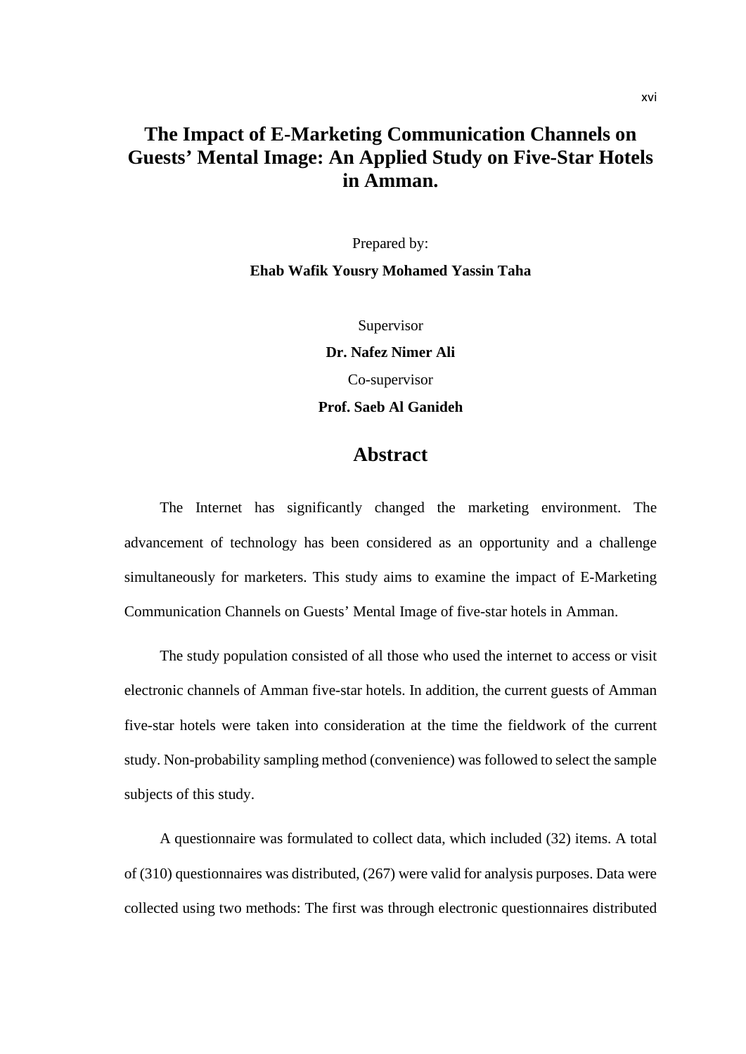# The Impact of E-Marketing Communication Channels on Guests' Mental Image: An Applied Study on Five-Star Hotels in Amman.

Prepared by:

**Ehab Wafik Yousry Mohamed Yassin Taha**

Supervisor

**Dr. Nafez Nimer Ali**

Co-supervisor

**Prof. Saeb Al Ganideh**

## Abstract

The Internet has significantly changed the marketing environment. The advancement of technology has been considered as an opportunity and a challenge simultaneously for marketers. This study aims to examine the impact of E-Marketing Communication Channels on Guests' Mental Image of five-star hotels in Amman.

The study population consisted of all those who used the internet to access or visit electronic channels of Amman five-star hotels. In addition, the current guests of Amman five-star hotels were taken into consideration at the time the fieldwork of the current study. Non-probability sampling method (convenience) was followed to select the sample subjects of this study.

A questionnaire was formulated to collect data, which included (32) items. A total of (310) questionnaires was distributed, (267) were valid for analysis purposes. Data were collected using two methods: The first was through electronic questionnaires distributed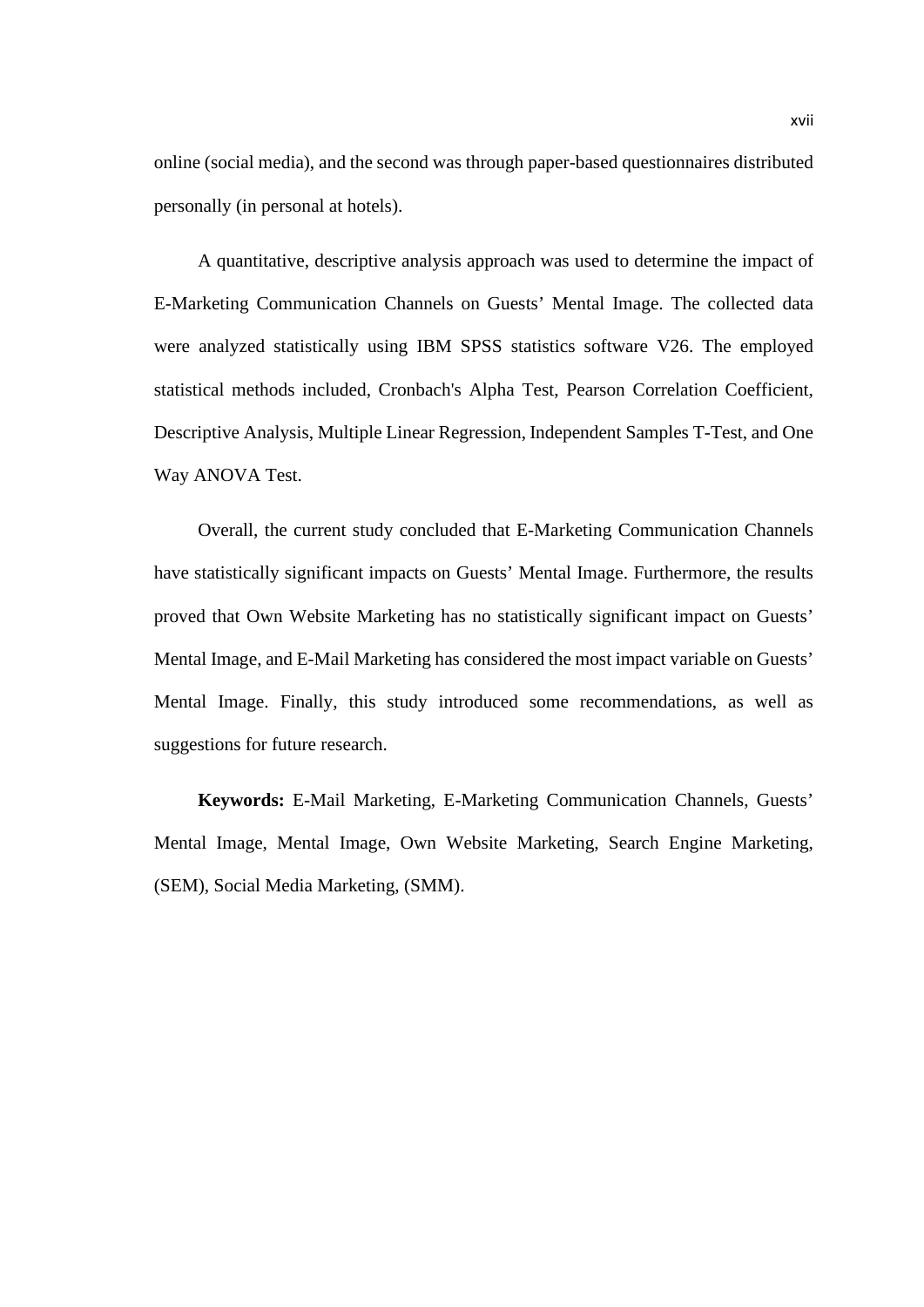online (social media), and the second was through paper-based questionnaires distributed personally (in personal at hotels).

A quantitative, descriptive analysis approach was used to determine the impact of E-Marketing Communication Channels on Guests' Mental Image. The collected data were analyzed statistically using IBM SPSS statistics software V26. The employed statistical methods included, Cronbach's Alpha Test, Pearson Correlation Coefficient, Descriptive Analysis, Multiple Linear Regression, Independent Samples T-Test, and One Way ANOVA Test.

Overall, the current study concluded that E-Marketing Communication Channels have statistically significant impacts on Guests' Mental Image. Furthermore, the results proved that Own Website Marketing has no statistically significant impact on Guests' Mental Image, and E-Mail Marketing has considered the most impact variable on Guests' Mental Image. Finally, this study introduced some recommendations, as well as suggestions for future research.

**Keywords:** E-Mail Marketing, E-Marketing Communication Channels, Guests' Mental Image, Mental Image, Own Website Marketing, Search Engine Marketing, (SEM), Social Media Marketing, (SMM).